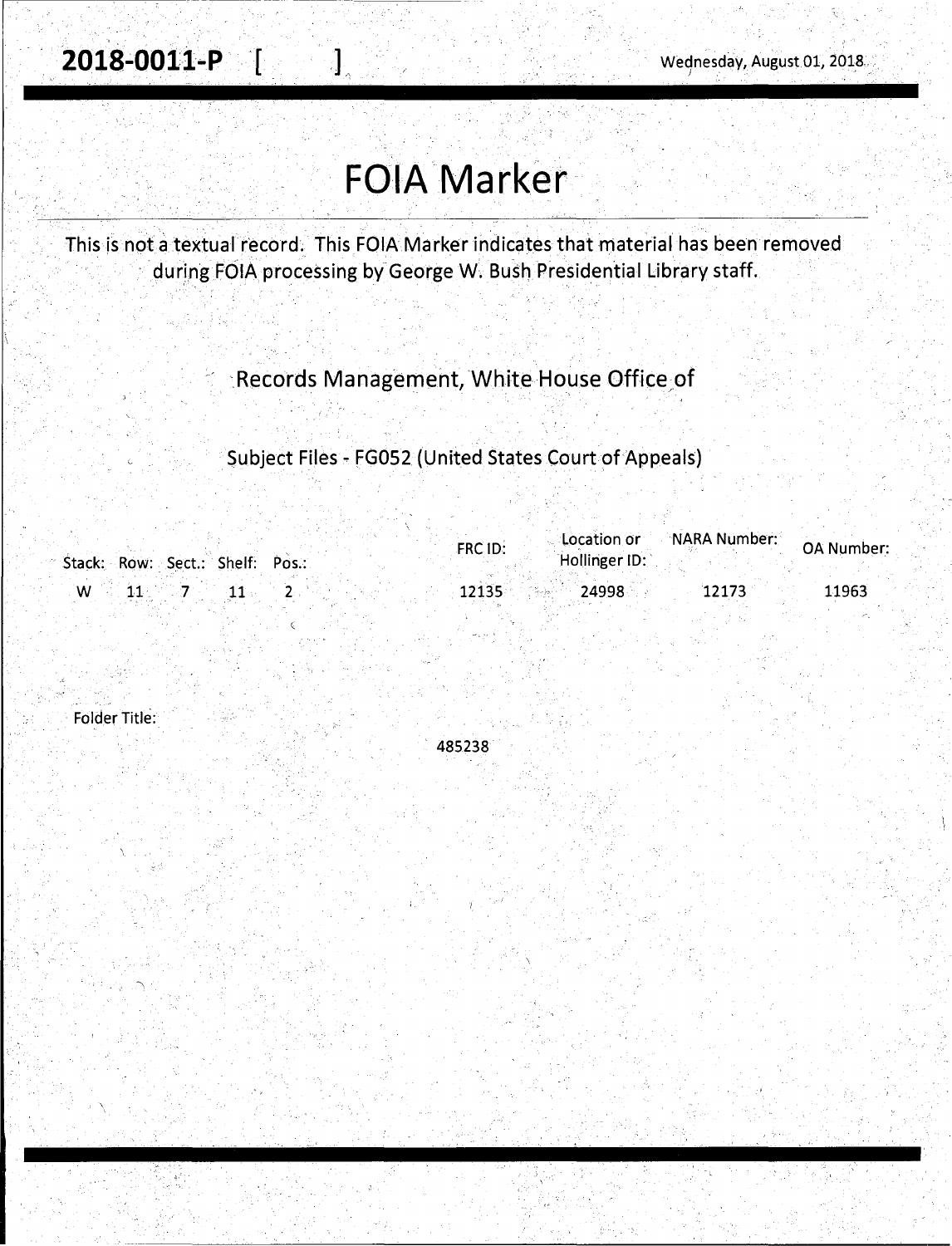**2018-0011-P [ ]** Wednesday, August 01, 2018

# FOIA Marker

This is not a textual record. This FOIA Marker indicates that material has been removed during FOIA processing by George W. Bush Presidential Library staff.

Records Management, White House Office of

Subject Files - FG052 (United States Court of Appeals)

| Stack: | Row: | Sect.: | Shelf: | Pos.: | FRC ID: | Location or Hollinger ID: | NARA Number: | OA Number: |
|---|---|---|---|---|---|---|---|---|
| W | 11 | 7 | 11 | 2 | 12135 | 24998 | 12173 | 11963 |

Folder Title:

485238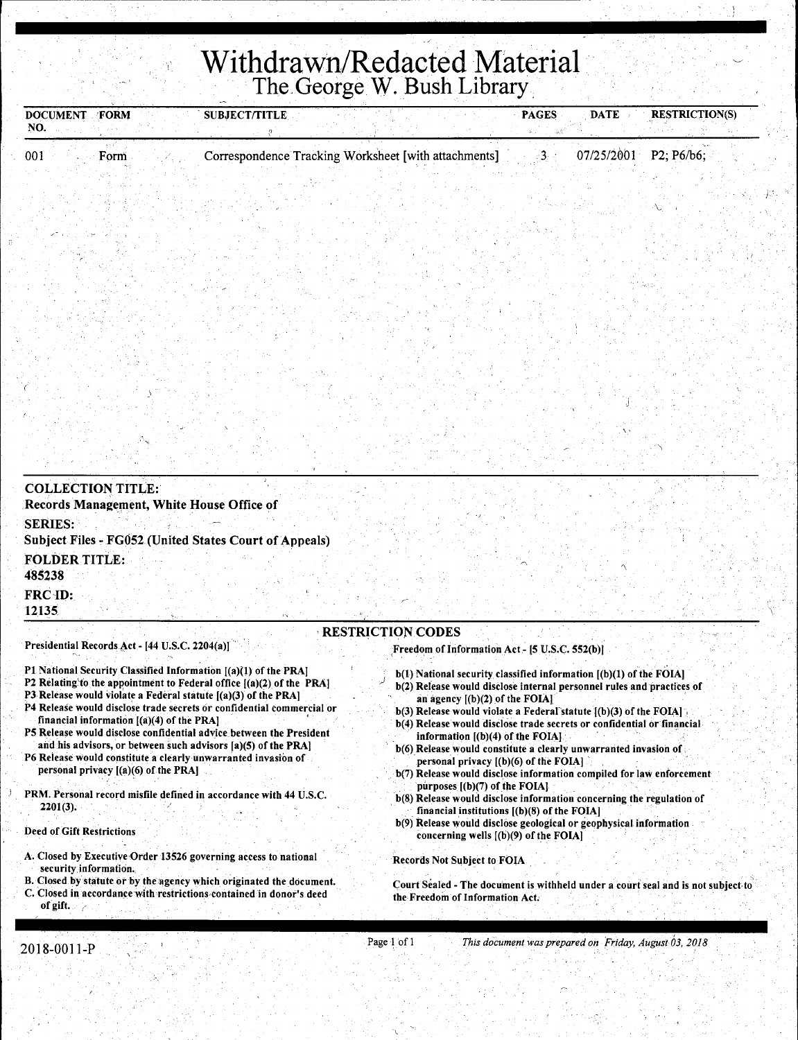# Withdrawn/Redacted Material

## The George W. Bush Library

| DOCUMENT NO. | FORM | SUBJECT/TITLE | PAGES | DATE | RESTRICTION(S) |
|---|---|---|---|---|---|
| 001 | Form | Correspondence Tracking Worksheet [with attachments] | 3 | 07/25/2001 | P2; P6/b6; |

**COLLECTION TITLE:**
**Records Management, White House Office of**

**SERIES:**
**Subject Files - FG052 (United States Court of Appeals)**

**FOLDER TITLE:**
**485238**

**FRC ID:**
**12135**

### RESTRICTION CODES

**Presidential Records Act - [44 U.S.C. 2204(a)]**

P1 National Security Classified Information [(a)(1) of the PRA]
P2 Relating to the appointment to Federal office [(a)(2) of the PRA]
P3 Release would violate a Federal statute [(a)(3) of the PRA]
P4 Release would disclose trade secrets or confidential commercial or financial information [(a)(4) of the PRA]
P5 Release would disclose confidential advice between the President and his advisors, or between such advisors [a)(5) of the PRA]
P6 Release would constitute a clearly unwarranted invasion of personal privacy [(a)(6) of the PRA]

PRM. Personal record misfile defined in accordance with 44 U.S.C. 2201(3).

Deed of Gift Restrictions

A. Closed by Executive Order 13526 governing access to national security information.
B. Closed by statute or by the agency which originated the document.
C. Closed in accordance with restrictions contained in donor's deed of gift.

**Freedom of Information Act - [5 U.S.C. 552(b)]**

b(1) National security classified information [(b)(1) of the FOIA]
b(2) Release would disclose internal personnel rules and practices of an agency [(b)(2) of the FOIA]
b(3) Release would violate a Federal statute [(b)(3) of the FOIA]
b(4) Release would disclose trade secrets or confidential or financial information [(b)(4) of the FOIA]
b(6) Release would constitute a clearly unwarranted invasion of personal privacy [(b)(6) of the FOIA]
b(7) Release would disclose information compiled for law enforcement purposes [(b)(7) of the FOIA]
b(8) Release would disclose information concerning the regulation of financial institutions [(b)(8) of the FOIA]
b(9) Release would disclose geological or geophysical information concerning wells [(b)(9) of the FOIA]

Records Not Subject to FOIA

Court Sealed - The document is withheld under a court seal and is not subject to the Freedom of Information Act.

2018-0011-P

*This document was prepared on Friday, August 03, 2018*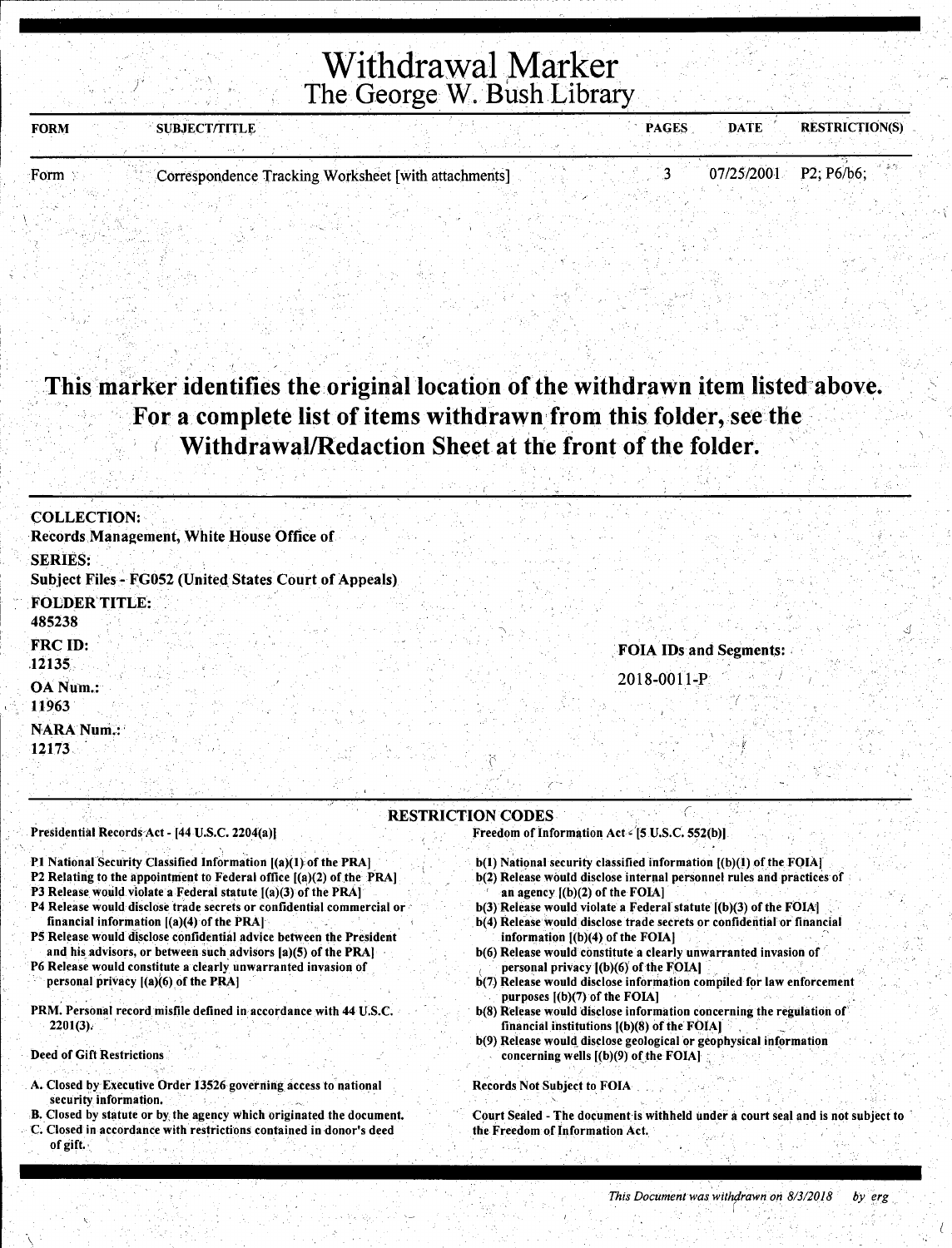# Withdrawal Marker
## The George W. Bush Library

| FORM | SUBJECT/TITLE | PAGES | DATE | RESTRICTION(S) |
|---|---|---|---|---|
| Form | Correspondence Tracking Worksheet [with attachments] | 3 | 07/25/2001 | P2; P6/b6; |

**This marker identifies the original location of the withdrawn item listed above. For a complete list of items withdrawn from this folder, see the Withdrawal/Redaction Sheet at the front of the folder.**

**COLLECTION:**
Records Management, White House Office of

**SERIES:**
Subject Files - FG052 (United States Court of Appeals)

**FOLDER TITLE:**
485238

**FRC ID:**
12135

**OA Num.:**
11963

**NARA Num.:**
12173

**FOIA IDs and Segments:**
2018-0011-P

**RESTRICTION CODES**

Presidential Records Act - [44 U.S.C. 2204(a)]

P1 National Security Classified Information [(a)(1) of the PRA]
P2 Relating to the appointment to Federal office [(a)(2) of the PRA]
P3 Release would violate a Federal statute [(a)(3) of the PRA]
P4 Release would disclose trade secrets or confidential commercial or financial information [(a)(4) of the PRA]
P5 Release would disclose confidential advice between the President and his advisors, or between such advisors [a)(5) of the PRA]
P6 Release would constitute a clearly unwarranted invasion of personal privacy [(a)(6) of the PRA]

PRM. Personal record misfile defined in accordance with 44 U.S.C. 2201(3).

Deed of Gift Restrictions

A. Closed by Executive Order 13526 governing access to national security information.
B. Closed by statute or by the agency which originated the document.
C. Closed in accordance with restrictions contained in donor's deed of gift.

Freedom of Information Act - [5 U.S.C. 552(b)]

b(1) National security classified information [(b)(1) of the FOIA]
b(2) Release would disclose internal personnel rules and practices of an agency [(b)(2) of the FOIA]
b(3) Release would violate a Federal statute [(b)(3) of the FOIA]
b(4) Release would disclose trade secrets or confidential or financial information [(b)(4) of the FOIA]
b(6) Release would constitute a clearly unwarranted invasion of personal privacy [(b)(6) of the FOIA]
b(7) Release would disclose information compiled for law enforcement purposes [(b)(7) of the FOIA]
b(8) Release would disclose information concerning the regulation of financial institutions [(b)(8) of the FOIA]
b(9) Release would disclose geological or geophysical information concerning wells [(b)(9) of the FOIA]

Records Not Subject to FOIA

Court Sealed - The document is withheld under a court seal and is not subject to the Freedom of Information Act.

*This Document was withdrawn on 8/3/2018 by erg*